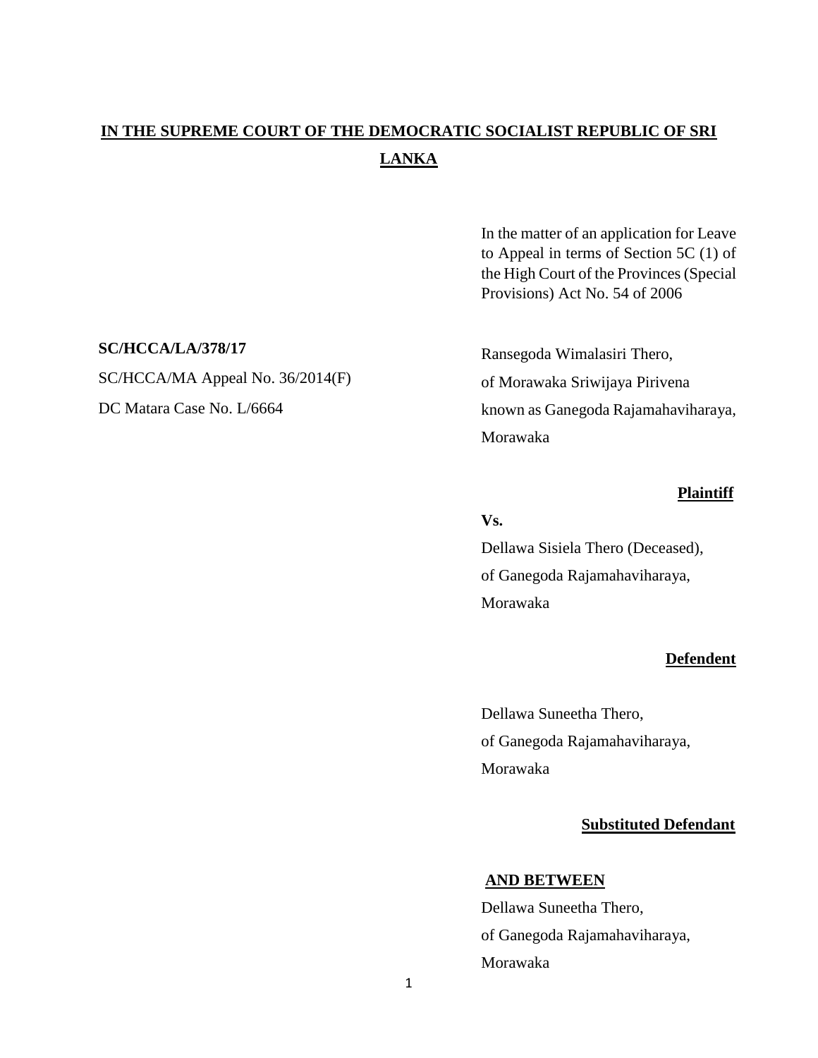# IN THE SUPREME COURT OF THE DEMOCRATIC SOCIALIST REPUBLIC OF SRI LANKA

In the matter of an application for Leave to Appeal in terms of Section 5C (1) of the High Court of the Provinces (Special Provisions) Act No. 54 of 2006

**SC/HCCA/LA/378/17**

SC/HCCA/MA Appeal No. 36/2014(F)

DC Matara Case No. L/6664

Ransegoda Wimalasiri Thero,
of Morawaka Sriwijaya Pirivena
known as Ganegoda Rajamahaviharaya,
Morawaka

**Plaintiff**

**Vs.**

Dellawa Sisiela Thero (Deceased),
of Ganegoda Rajamahaviharaya,
Morawaka

**Defendent**

Dellawa Suneetha Thero,
of Ganegoda Rajamahaviharaya,
Morawaka

**Substituted Defendant**

**AND BETWEEN**

Dellawa Suneetha Thero,
of Ganegoda Rajamahaviharaya,
Morawaka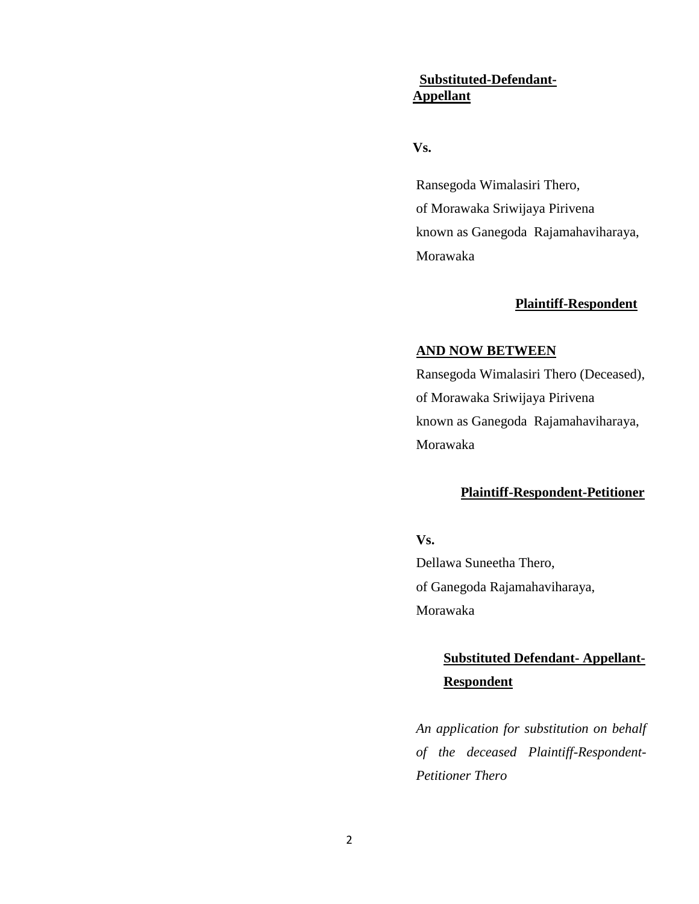**Substituted-Defendant-Appellant**

**Vs.**

Ransegoda Wimalasiri Thero,
of Morawaka Sriwijaya Pirivena
known as Ganegoda Rajamahaviharaya,
Morawaka

**Plaintiff-Respondent**

**AND NOW BETWEEN**

Ransegoda Wimalasiri Thero (Deceased),
of Morawaka Sriwijaya Pirivena
known as Ganegoda Rajamahaviharaya,
Morawaka

**Plaintiff-Respondent-Petitioner**

**Vs.**

Dellawa Suneetha Thero,
of Ganegoda Rajamahaviharaya,
Morawaka

**Substituted Defendant- Appellant-Respondent**

*An application for substitution on behalf of the deceased Plaintiff-Respondent-Petitioner Thero*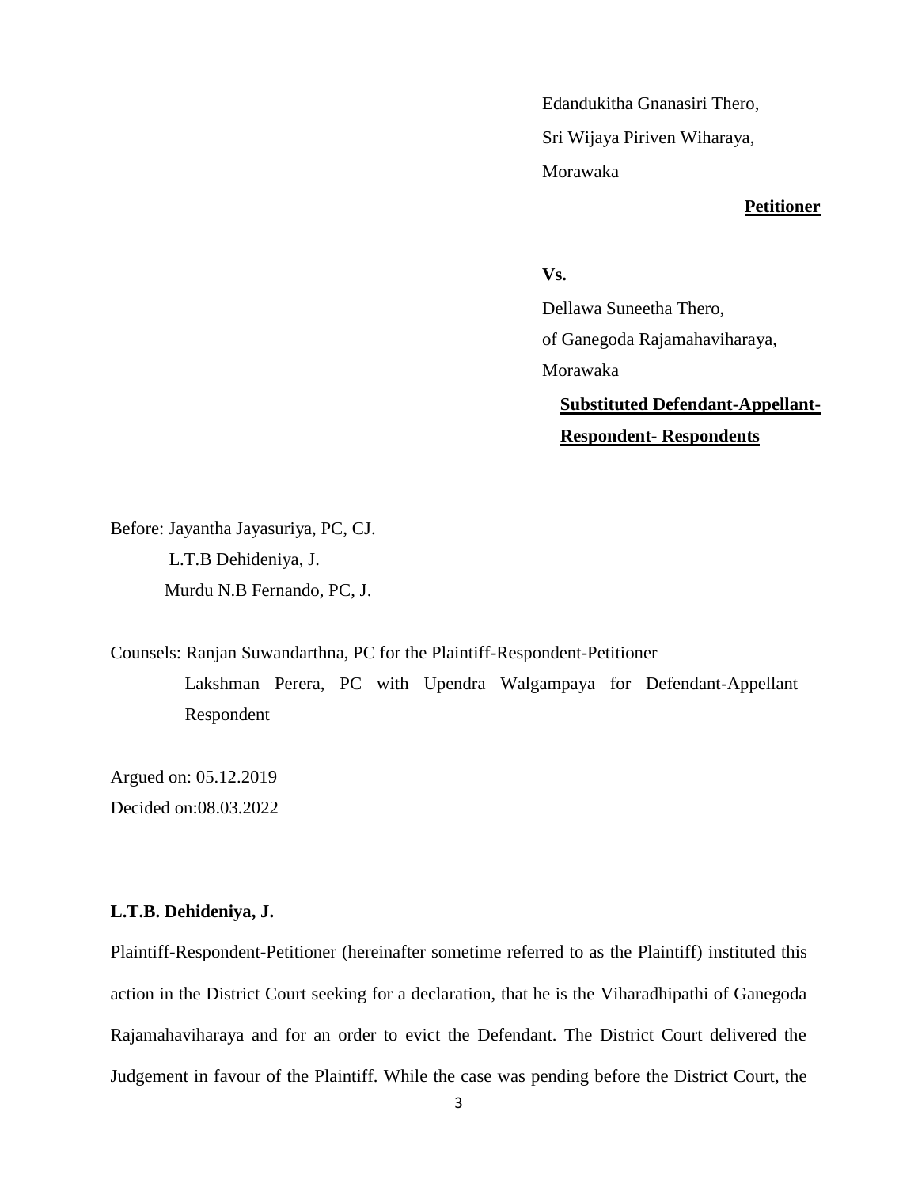Edandukitha Gnanasiri Thero,
Sri Wijaya Piriven Wiharaya,
Morawaka

**Petitioner**

**Vs.**

Dellawa Suneetha Thero,
of Ganegoda Rajamahaviharaya,
Morawaka

**Substituted Defendant-Appellant-Respondent- Respondents**

Before: Jayantha Jayasuriya, PC, CJ.
L.T.B Dehideniya, J.
Murdu N.B Fernando, PC, J.

Counsels: Ranjan Suwandarthna, PC for the Plaintiff-Respondent-Petitioner
Lakshman Perera, PC with Upendra Walgampaya for Defendant-Appellant–Respondent

Argued on: 05.12.2019
Decided on:08.03.2022

**L.T.B. Dehideniya, J.**

Plaintiff-Respondent-Petitioner (hereinafter sometime referred to as the Plaintiff) instituted this action in the District Court seeking for a declaration, that he is the Viharadhipathi of Ganegoda Rajamahaviharaya and for an order to evict the Defendant. The District Court delivered the Judgement in favour of the Plaintiff. While the case was pending before the District Court, the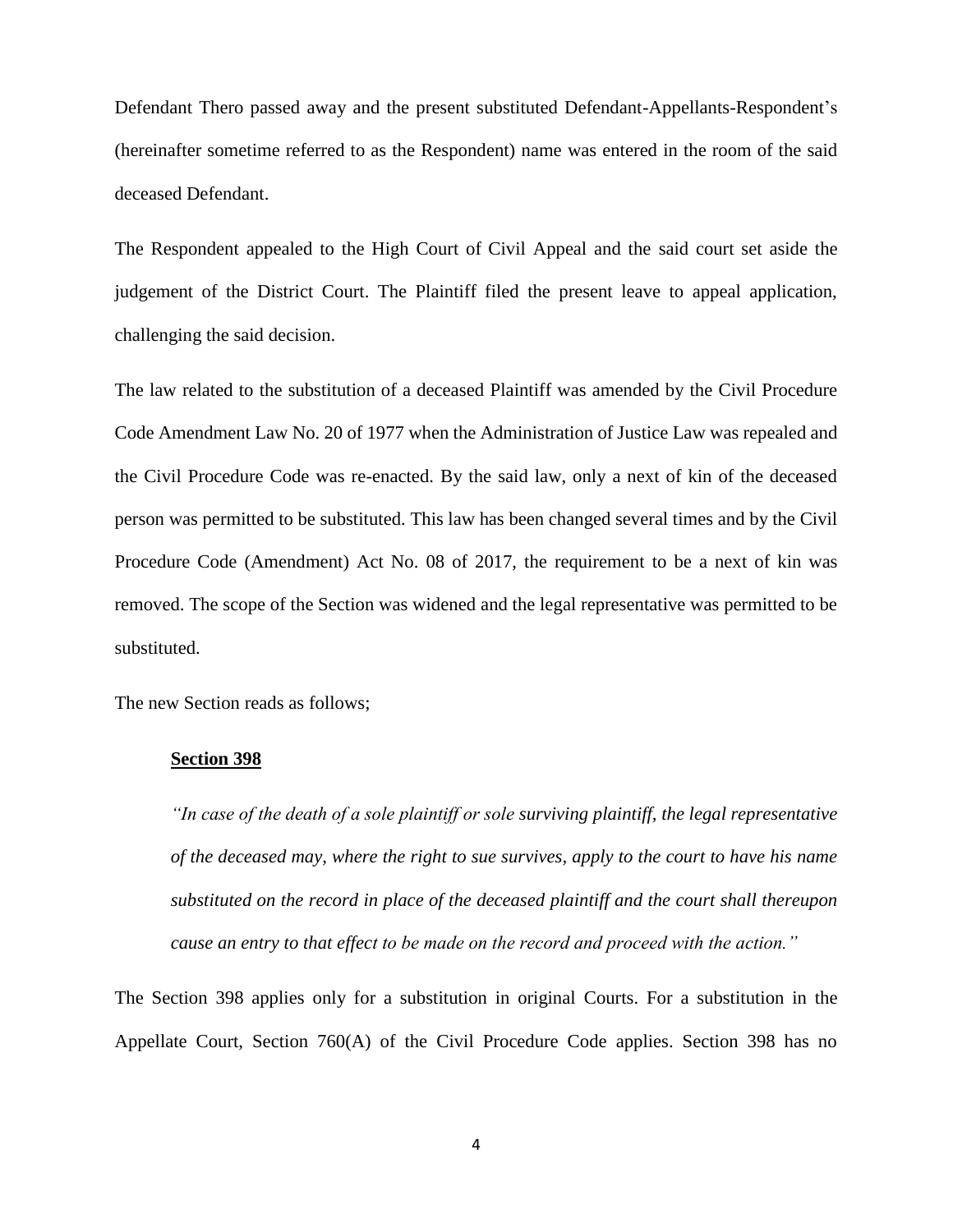Defendant Thero passed away and the present substituted Defendant-Appellants-Respondent's (hereinafter sometime referred to as the Respondent) name was entered in the room of the said deceased Defendant.

The Respondent appealed to the High Court of Civil Appeal and the said court set aside the judgement of the District Court. The Plaintiff filed the present leave to appeal application, challenging the said decision.

The law related to the substitution of a deceased Plaintiff was amended by the Civil Procedure Code Amendment Law No. 20 of 1977 when the Administration of Justice Law was repealed and the Civil Procedure Code was re-enacted. By the said law, only a next of kin of the deceased person was permitted to be substituted. This law has been changed several times and by the Civil Procedure Code (Amendment) Act No. 08 of 2017, the requirement to be a next of kin was removed. The scope of the Section was widened and the legal representative was permitted to be substituted.

The new Section reads as follows;

> **Section 398**
>
> *"In case of the death of a sole plaintiff or sole surviving plaintiff, the legal representative of the deceased may, where the right to sue survives, apply to the court to have his name substituted on the record in place of the deceased plaintiff and the court shall thereupon cause an entry to that effect to be made on the record and proceed with the action."*

The Section 398 applies only for a substitution in original Courts. For a substitution in the Appellate Court, Section 760(A) of the Civil Procedure Code applies. Section 398 has no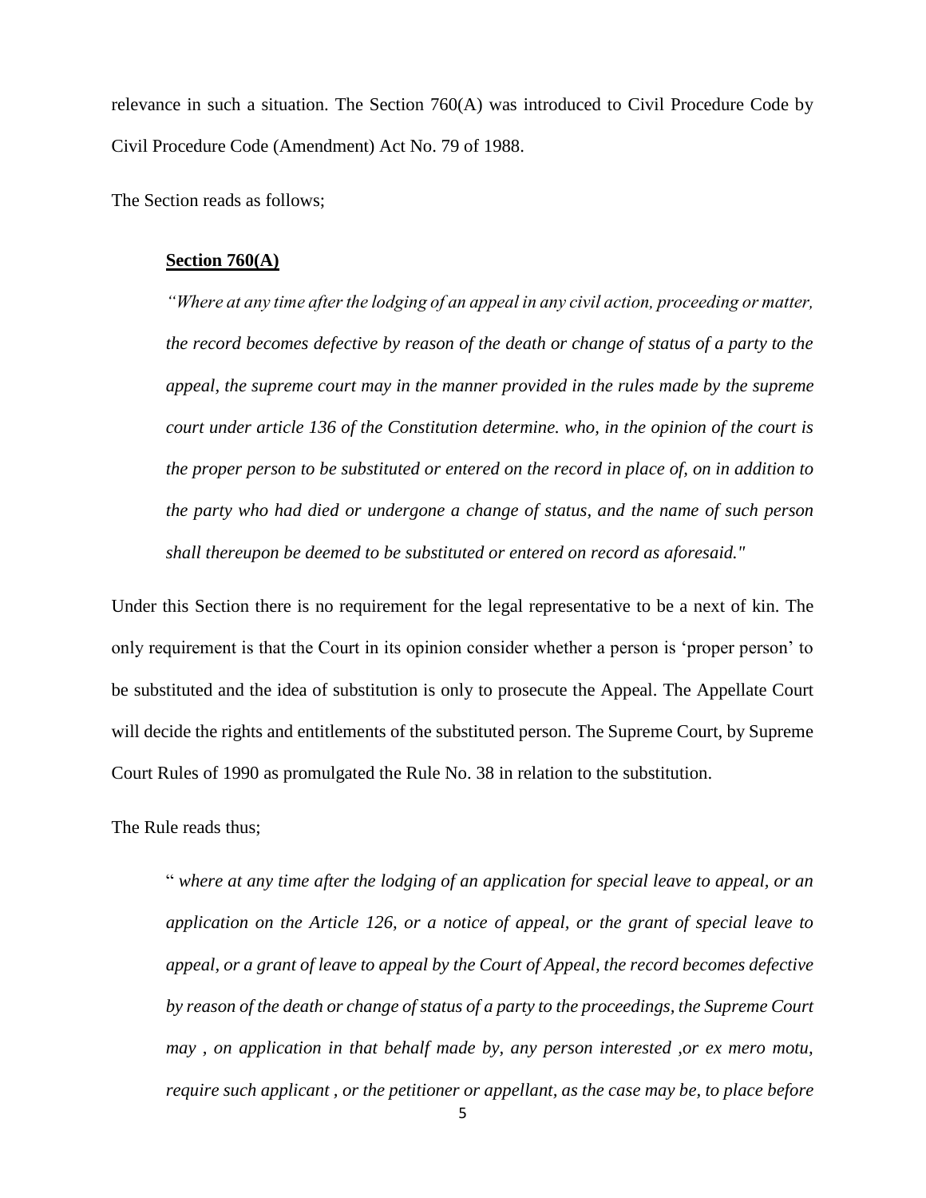relevance in such a situation. The Section 760(A) was introduced to Civil Procedure Code by Civil Procedure Code (Amendment) Act No. 79 of 1988.

The Section reads as follows;

> **Section 760(A)**
>
> *"Where at any time after the lodging of an appeal in any civil action, proceeding or matter, the record becomes defective by reason of the death or change of status of a party to the appeal, the supreme court may in the manner provided in the rules made by the supreme court under article 136 of the Constitution determine. who, in the opinion of the court is the proper person to be substituted or entered on the record in place of, on in addition to the party who had died or undergone a change of status, and the name of such person shall thereupon be deemed to be substituted or entered on record as aforesaid."*

Under this Section there is no requirement for the legal representative to be a next of kin. The only requirement is that the Court in its opinion consider whether a person is 'proper person' to be substituted and the idea of substitution is only to prosecute the Appeal. The Appellate Court will decide the rights and entitlements of the substituted person. The Supreme Court, by Supreme Court Rules of 1990 as promulgated the Rule No. 38 in relation to the substitution.

The Rule reads thus;

> " *where at any time after the lodging of an application for special leave to appeal, or an application on the Article 126, or a notice of appeal, or the grant of special leave to appeal, or a grant of leave to appeal by the Court of Appeal, the record becomes defective by reason of the death or change of status of a party to the proceedings, the Supreme Court may , on application in that behalf made by, any person interested ,or ex mero motu, require such applicant , or the petitioner or appellant, as the case may be, to place before*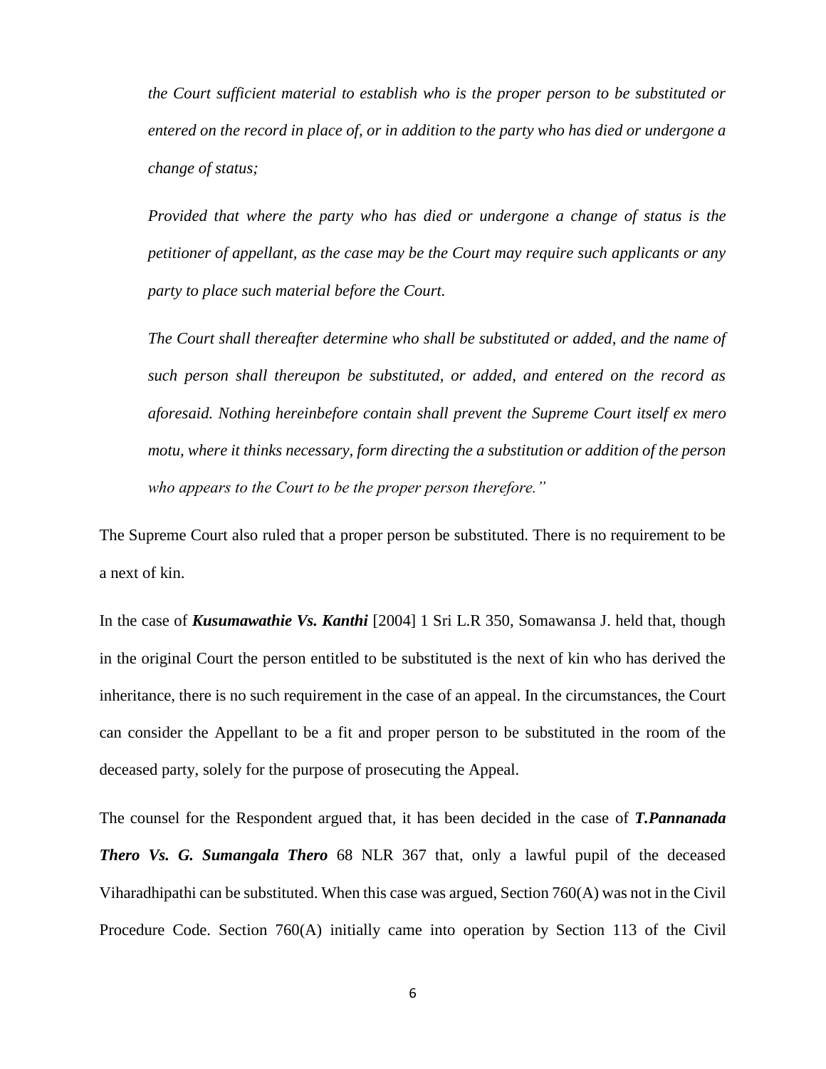*the Court sufficient material to establish who is the proper person to be substituted or entered on the record in place of, or in addition to the party who has died or undergone a change of status;*

*Provided that where the party who has died or undergone a change of status is the petitioner of appellant, as the case may be the Court may require such applicants or any party to place such material before the Court.*

*The Court shall thereafter determine who shall be substituted or added, and the name of such person shall thereupon be substituted, or added, and entered on the record as aforesaid. Nothing hereinbefore contain shall prevent the Supreme Court itself ex mero motu, where it thinks necessary, form directing the a substitution or addition of the person who appears to the Court to be the proper person therefore."*

The Supreme Court also ruled that a proper person be substituted. There is no requirement to be a next of kin.

In the case of ***Kusumawathie Vs. Kanthi*** [2004] 1 Sri L.R 350, Somawansa J. held that, though in the original Court the person entitled to be substituted is the next of kin who has derived the inheritance, there is no such requirement in the case of an appeal. In the circumstances, the Court can consider the Appellant to be a fit and proper person to be substituted in the room of the deceased party, solely for the purpose of prosecuting the Appeal.

The counsel for the Respondent argued that, it has been decided in the case of ***T.Pannanada Thero Vs. G. Sumangala Thero*** 68 NLR 367 that, only a lawful pupil of the deceased Viharadhipathi can be substituted. When this case was argued, Section 760(A) was not in the Civil Procedure Code. Section 760(A) initially came into operation by Section 113 of the Civil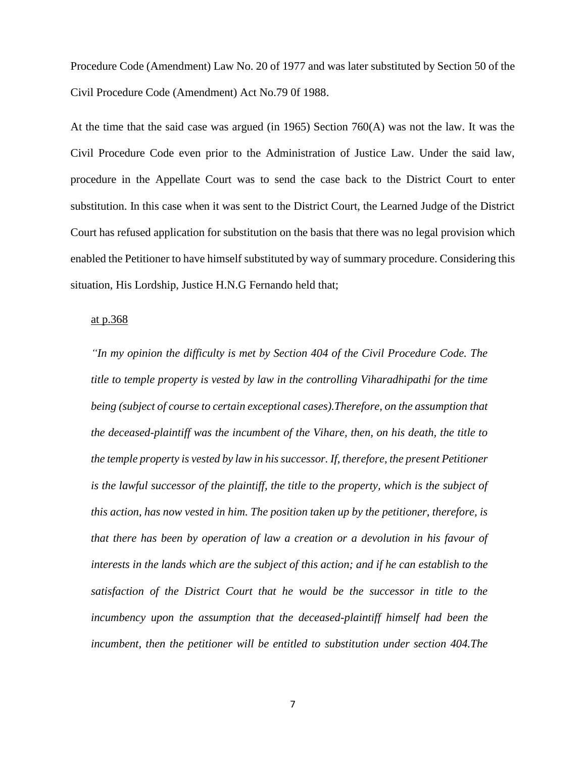Procedure Code (Amendment) Law No. 20 of 1977 and was later substituted by Section 50 of the Civil Procedure Code (Amendment) Act No.79 0f 1988.

At the time that the said case was argued (in 1965) Section 760(A) was not the law. It was the Civil Procedure Code even prior to the Administration of Justice Law. Under the said law, procedure in the Appellate Court was to send the case back to the District Court to enter substitution. In this case when it was sent to the District Court, the Learned Judge of the District Court has refused application for substitution on the basis that there was no legal provision which enabled the Petitioner to have himself substituted by way of summary procedure. Considering this situation, His Lordship, Justice H.N.G Fernando held that;

at p.368

*"In my opinion the difficulty is met by Section 404 of the Civil Procedure Code. The title to temple property is vested by law in the controlling Viharadhipathi for the time being (subject of course to certain exceptional cases).Therefore, on the assumption that the deceased-plaintiff was the incumbent of the Vihare, then, on his death, the title to the temple property is vested by law in his successor. If, therefore, the present Petitioner is the lawful successor of the plaintiff, the title to the property, which is the subject of this action, has now vested in him. The position taken up by the petitioner, therefore, is that there has been by operation of law a creation or a devolution in his favour of interests in the lands which are the subject of this action; and if he can establish to the satisfaction of the District Court that he would be the successor in title to the incumbency upon the assumption that the deceased-plaintiff himself had been the incumbent, then the petitioner will be entitled to substitution under section 404.The*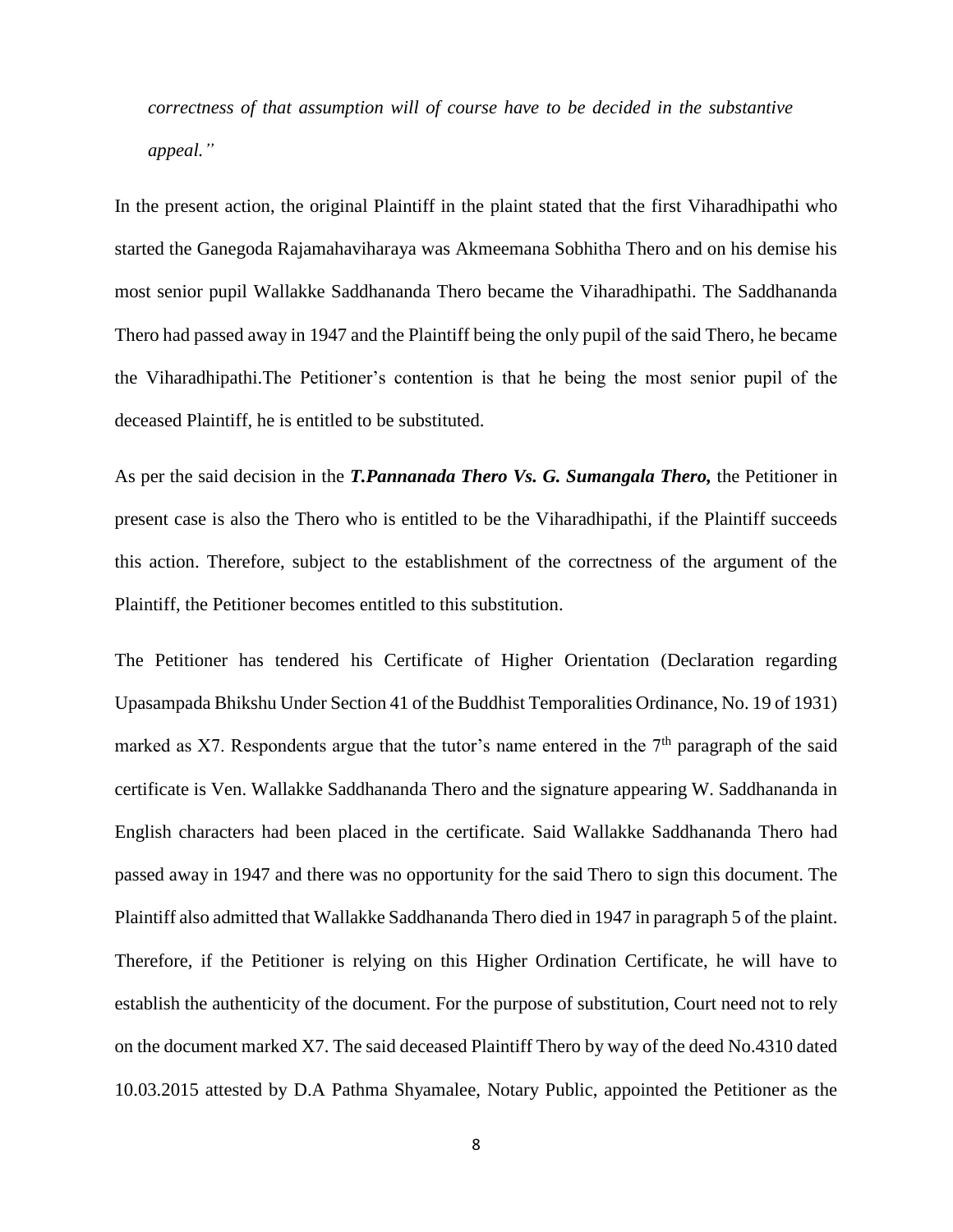*correctness of that assumption will of course have to be decided in the substantive appeal."*

In the present action, the original Plaintiff in the plaint stated that the first Viharadhipathi who started the Ganegoda Rajamahaviharaya was Akmeemana Sobhitha Thero and on his demise his most senior pupil Wallakke Saddhananda Thero became the Viharadhipathi. The Saddhananda Thero had passed away in 1947 and the Plaintiff being the only pupil of the said Thero, he became the Viharadhipathi.The Petitioner's contention is that he being the most senior pupil of the deceased Plaintiff, he is entitled to be substituted.

As per the said decision in the ***T.Pannanada Thero Vs. G. Sumangala Thero,*** the Petitioner in present case is also the Thero who is entitled to be the Viharadhipathi, if the Plaintiff succeeds this action. Therefore, subject to the establishment of the correctness of the argument of the Plaintiff, the Petitioner becomes entitled to this substitution.

The Petitioner has tendered his Certificate of Higher Orientation (Declaration regarding Upasampada Bhikshu Under Section 41 of the Buddhist Temporalities Ordinance, No. 19 of 1931) marked as X7. Respondents argue that the tutor's name entered in the 7th paragraph of the said certificate is Ven. Wallakke Saddhananda Thero and the signature appearing W. Saddhananda in English characters had been placed in the certificate. Said Wallakke Saddhananda Thero had passed away in 1947 and there was no opportunity for the said Thero to sign this document. The Plaintiff also admitted that Wallakke Saddhananda Thero died in 1947 in paragraph 5 of the plaint. Therefore, if the Petitioner is relying on this Higher Ordination Certificate, he will have to establish the authenticity of the document. For the purpose of substitution, Court need not to rely on the document marked X7. The said deceased Plaintiff Thero by way of the deed No.4310 dated 10.03.2015 attested by D.A Pathma Shyamalee, Notary Public, appointed the Petitioner as the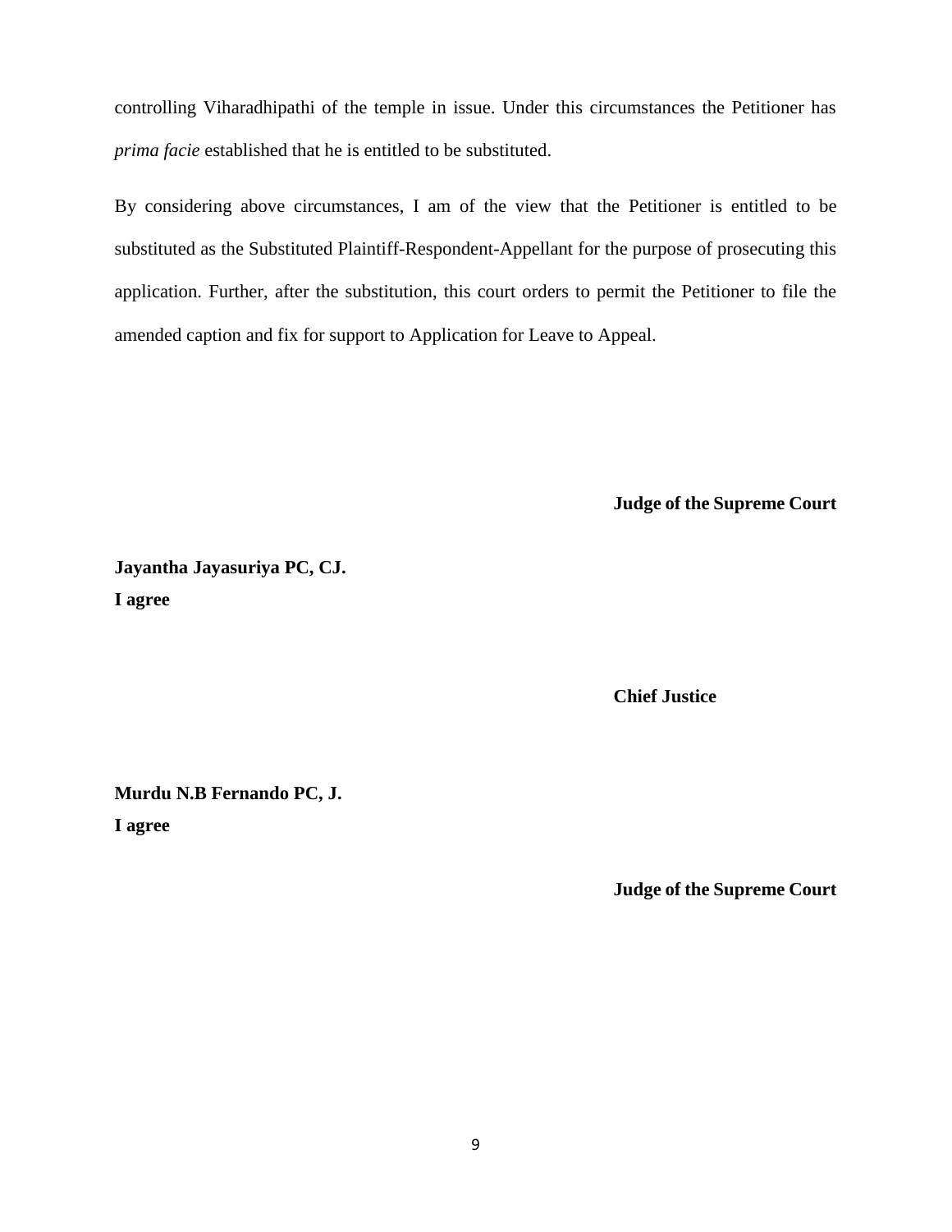controlling Viharadhipathi of the temple in issue. Under this circumstances the Petitioner has *prima facie* established that he is entitled to be substituted.

By considering above circumstances, I am of the view that the Petitioner is entitled to be substituted as the Substituted Plaintiff-Respondent-Appellant for the purpose of prosecuting this application. Further, after the substitution, this court orders to permit the Petitioner to file the amended caption and fix for support to Application for Leave to Appeal.

**Judge of the Supreme Court**

**Jayantha Jayasuriya PC, CJ.**
**I agree**

**Chief Justice**

**Murdu N.B Fernando PC, J.**
**I agree**

**Judge of the Supreme Court**